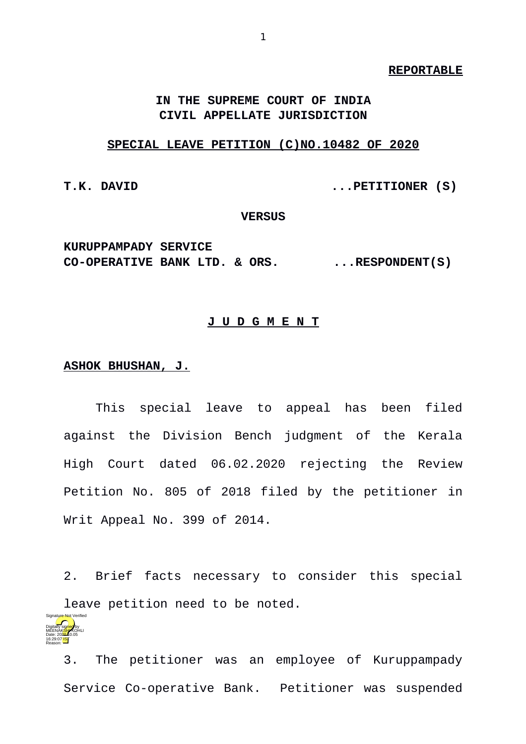**REPORTABLE**

**IN THE SUPREME COURT OF INDIA**
**CIVIL APPELLATE JURISDICTION**

**SPECIAL LEAVE PETITION (C)NO.10482 OF 2020**

**T.K. DAVID ...PETITIONER (S)**

**VERSUS**

**KURUPPAMPADY SERVICE CO-OPERATIVE BANK LTD. & ORS. ...RESPONDENT(S)**

**J U D G M E N T**

**ASHOK BHUSHAN, J.**

This special leave to appeal has been filed against the Division Bench judgment of the Kerala High Court dated 06.02.2020 rejecting the Review Petition No. 805 of 2018 filed by the petitioner in Writ Appeal No. 399 of 2014.

2. Brief facts necessary to consider this special leave petition need to be noted.

3. The petitioner was an employee of Kuruppampady Service Co-operative Bank. Petitioner was suspended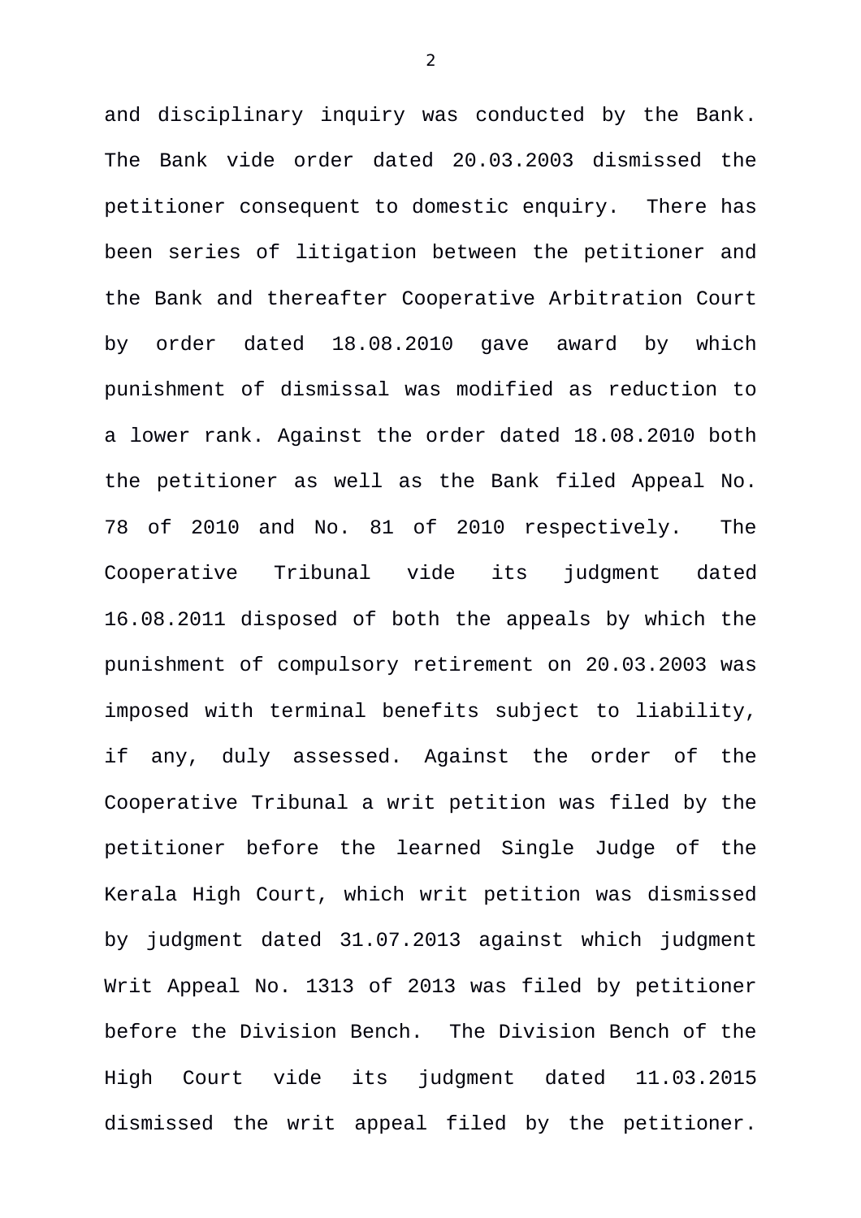and disciplinary inquiry was conducted by the Bank. The Bank vide order dated 20.03.2003 dismissed the petitioner consequent to domestic enquiry. There has been series of litigation between the petitioner and the Bank and thereafter Cooperative Arbitration Court by order dated 18.08.2010 gave award by which punishment of dismissal was modified as reduction to a lower rank. Against the order dated 18.08.2010 both the petitioner as well as the Bank filed Appeal No. 78 of 2010 and No. 81 of 2010 respectively. The Cooperative Tribunal vide its judgment dated 16.08.2011 disposed of both the appeals by which the punishment of compulsory retirement on 20.03.2003 was imposed with terminal benefits subject to liability, if any, duly assessed. Against the order of the Cooperative Tribunal a writ petition was filed by the petitioner before the learned Single Judge of the Kerala High Court, which writ petition was dismissed by judgment dated 31.07.2013 against which judgment Writ Appeal No. 1313 of 2013 was filed by petitioner before the Division Bench. The Division Bench of the High Court vide its judgment dated 11.03.2015 dismissed the writ appeal filed by the petitioner.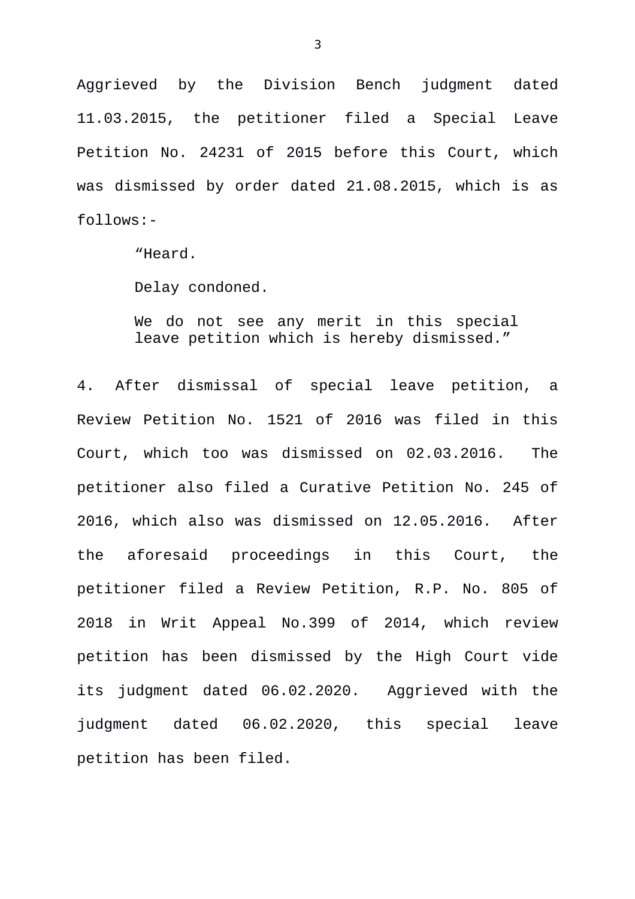Aggrieved by the Division Bench judgment dated 11.03.2015, the petitioner filed a Special Leave Petition No. 24231 of 2015 before this Court, which was dismissed by order dated 21.08.2015, which is as follows:-

> "Heard.
>
> Delay condoned.
>
> We do not see any merit in this special leave petition which is hereby dismissed."

4. After dismissal of special leave petition, a Review Petition No. 1521 of 2016 was filed in this Court, which too was dismissed on 02.03.2016. The petitioner also filed a Curative Petition No. 245 of 2016, which also was dismissed on 12.05.2016. After the aforesaid proceedings in this Court, the petitioner filed a Review Petition, R.P. No. 805 of 2018 in Writ Appeal No.399 of 2014, which review petition has been dismissed by the High Court vide its judgment dated 06.02.2020. Aggrieved with the judgment dated 06.02.2020, this special leave petition has been filed.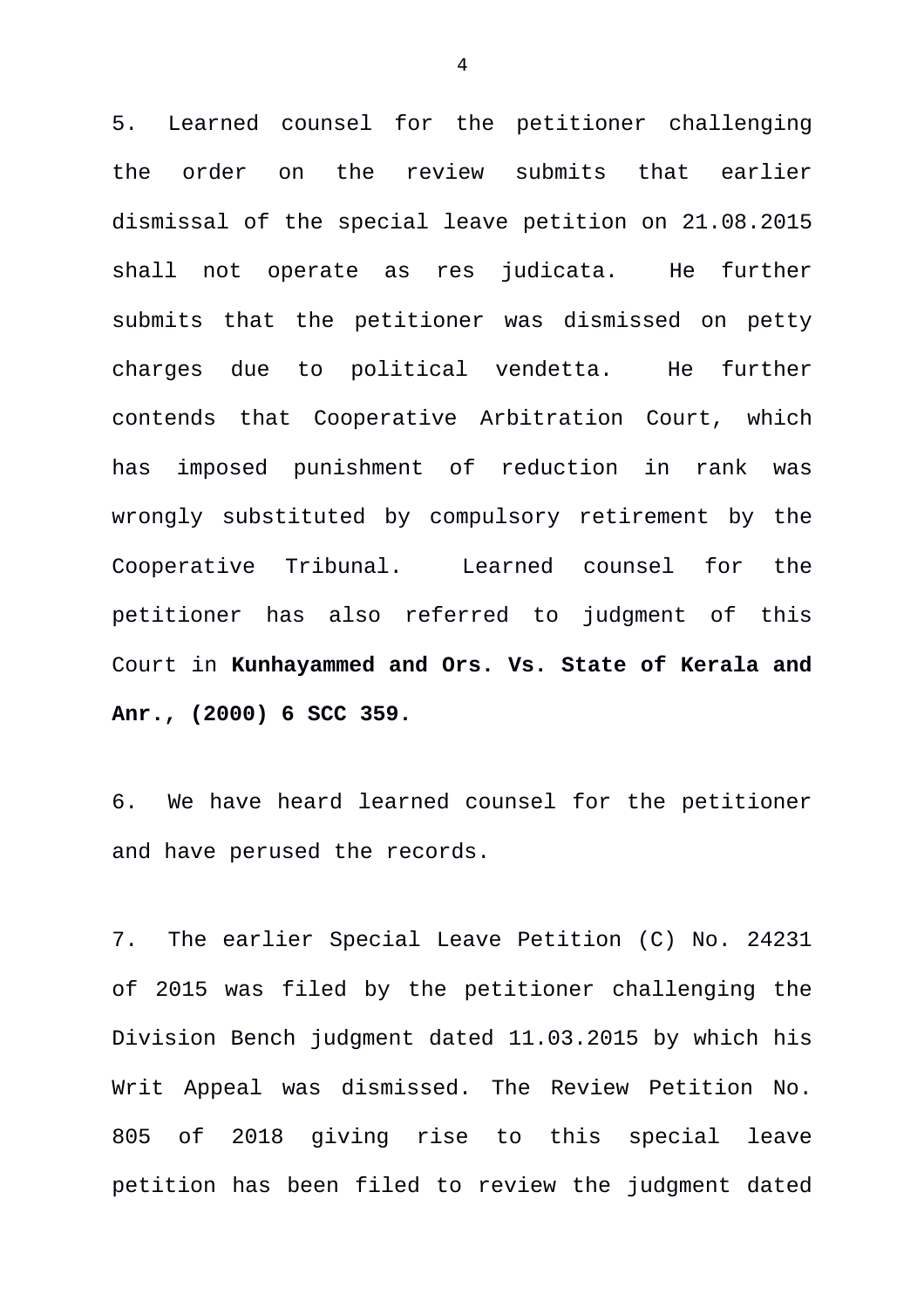5. Learned counsel for the petitioner challenging the order on the review submits that earlier dismissal of the special leave petition on 21.08.2015 shall not operate as res judicata. He further submits that the petitioner was dismissed on petty charges due to political vendetta. He further contends that Cooperative Arbitration Court, which has imposed punishment of reduction in rank was wrongly substituted by compulsory retirement by the Cooperative Tribunal. Learned counsel for the petitioner has also referred to judgment of this Court in **Kunhayammed and Ors. Vs. State of Kerala and Anr., (2000) 6 SCC 359.**

6. We have heard learned counsel for the petitioner and have perused the records.

7. The earlier Special Leave Petition (C) No. 24231 of 2015 was filed by the petitioner challenging the Division Bench judgment dated 11.03.2015 by which his Writ Appeal was dismissed. The Review Petition No. 805 of 2018 giving rise to this special leave petition has been filed to review the judgment dated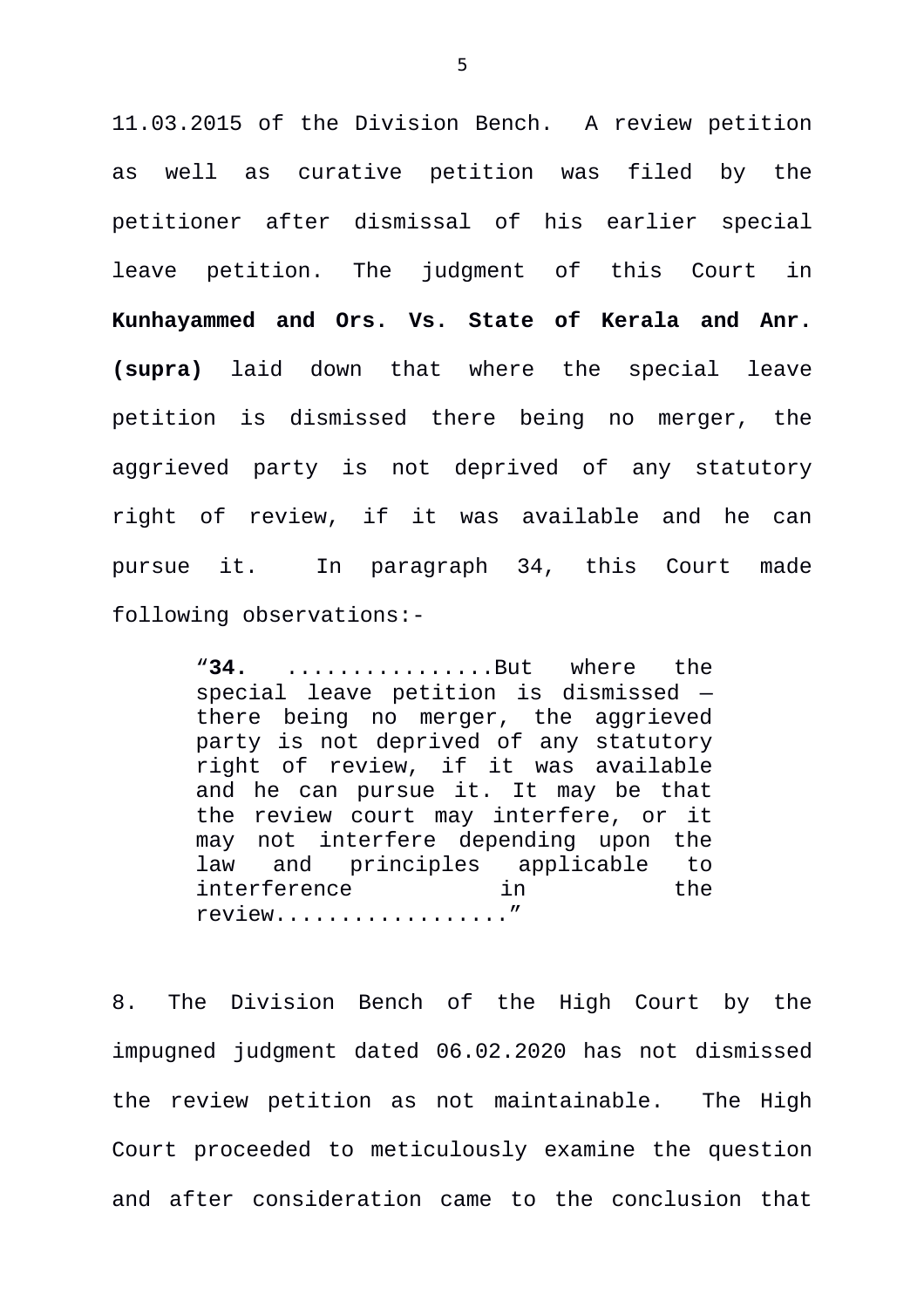11.03.2015 of the Division Bench. A review petition as well as curative petition was filed by the petitioner after dismissal of his earlier special leave petition. The judgment of this Court in **Kunhayammed and Ors. Vs. State of Kerala and Anr. (supra)** laid down that where the special leave petition is dismissed there being no merger, the aggrieved party is not deprived of any statutory right of review, if it was available and he can pursue it. In paragraph 34, this Court made following observations:-

> "**34.** ................But where the special leave petition is dismissed — there being no merger, the aggrieved party is not deprived of any statutory right of review, if it was available and he can pursue it. It may be that the review court may interfere, or it may not interfere depending upon the law and principles applicable to interference in the review................."

8. The Division Bench of the High Court by the impugned judgment dated 06.02.2020 has not dismissed the review petition as not maintainable. The High Court proceeded to meticulously examine the question and after consideration came to the conclusion that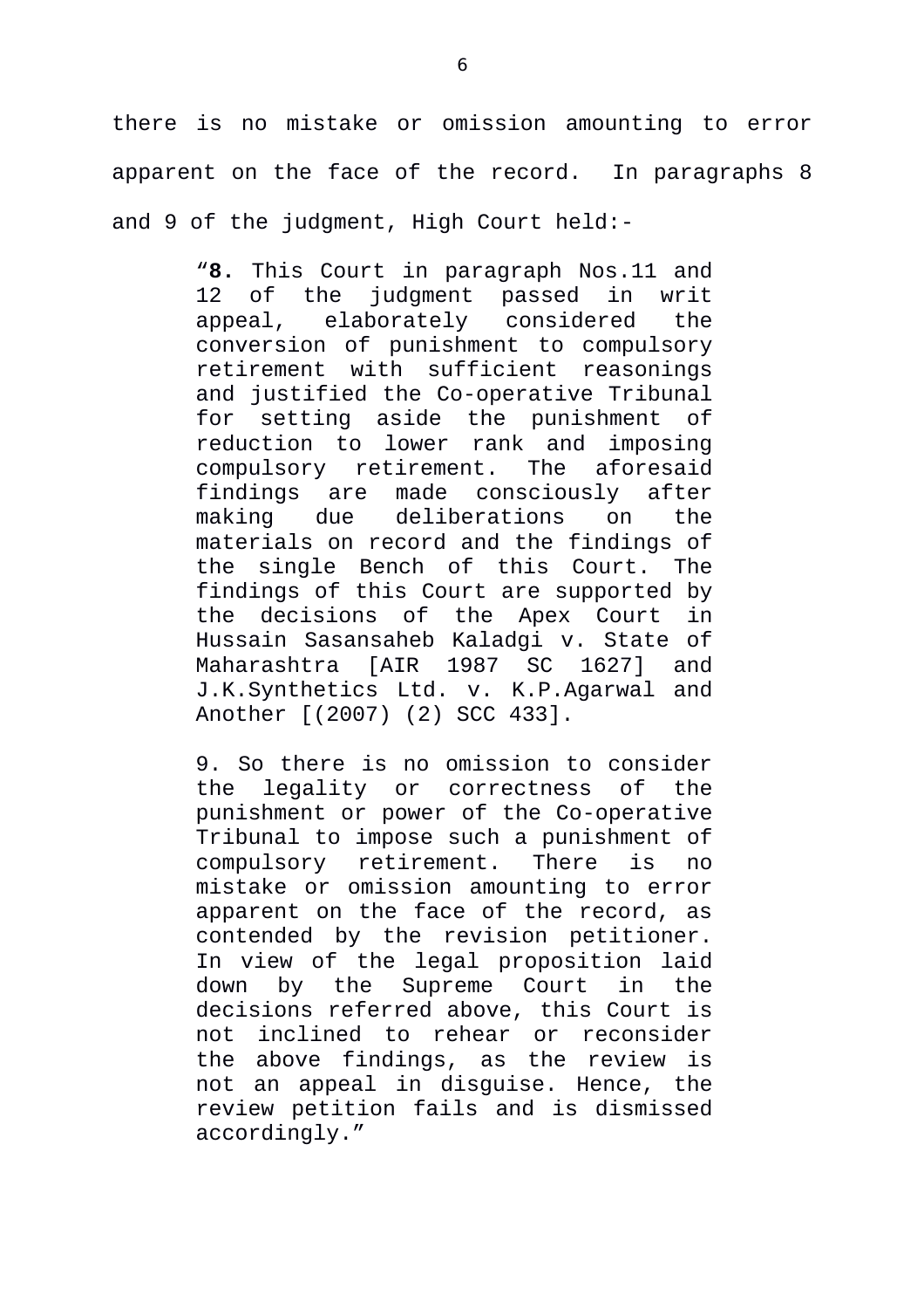there is no mistake or omission amounting to error apparent on the face of the record. In paragraphs 8 and 9 of the judgment, High Court held:-

> "**8.** This Court in paragraph Nos.11 and 12 of the judgment passed in writ appeal, elaborately considered the conversion of punishment to compulsory retirement with sufficient reasonings and justified the Co-operative Tribunal for setting aside the punishment of reduction to lower rank and imposing compulsory retirement. The aforesaid findings are made consciously after making due deliberations on the materials on record and the findings of the single Bench of this Court. The findings of this Court are supported by the decisions of the Apex Court in Hussain Sasansaheb Kaladgi v. State of Maharashtra [AIR 1987 SC 1627] and J.K.Synthetics Ltd. v. K.P.Agarwal and Another [(2007) (2) SCC 433].
>
> 9. So there is no omission to consider the legality or correctness of the punishment or power of the Co-operative Tribunal to impose such a punishment of compulsory retirement. There is no mistake or omission amounting to error apparent on the face of the record, as contended by the revision petitioner. In view of the legal proposition laid down by the Supreme Court in the decisions referred above, this Court is not inclined to rehear or reconsider the above findings, as the review is not an appeal in disguise. Hence, the review petition fails and is dismissed accordingly."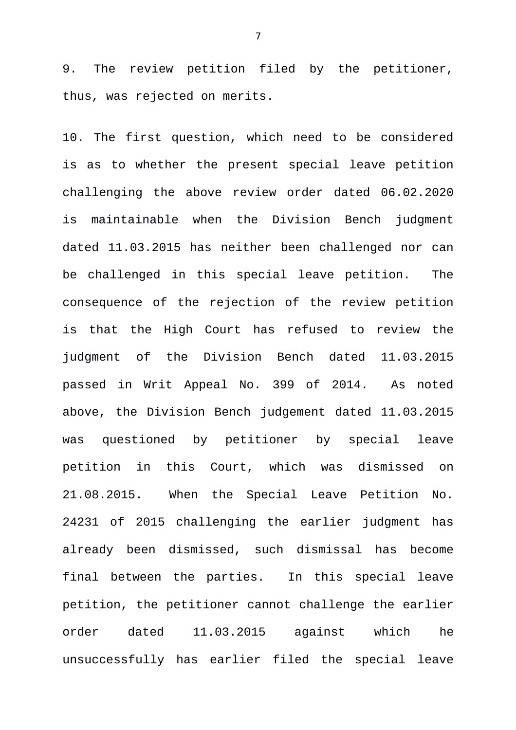9. The review petition filed by the petitioner, thus, was rejected on merits.

10. The first question, which need to be considered is as to whether the present special leave petition challenging the above review order dated 06.02.2020 is maintainable when the Division Bench judgment dated 11.03.2015 has neither been challenged nor can be challenged in this special leave petition. The consequence of the rejection of the review petition is that the High Court has refused to review the judgment of the Division Bench dated 11.03.2015 passed in Writ Appeal No. 399 of 2014. As noted above, the Division Bench judgement dated 11.03.2015 was questioned by petitioner by special leave petition in this Court, which was dismissed on 21.08.2015. When the Special Leave Petition No. 24231 of 2015 challenging the earlier judgment has already been dismissed, such dismissal has become final between the parties. In this special leave petition, the petitioner cannot challenge the earlier order dated 11.03.2015 against which he unsuccessfully has earlier filed the special leave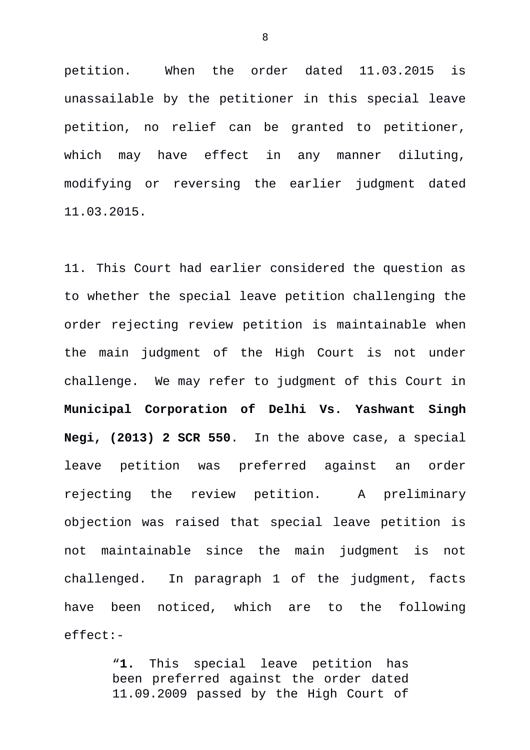petition. When the order dated 11.03.2015 is unassailable by the petitioner in this special leave petition, no relief can be granted to petitioner, which may have effect in any manner diluting, modifying or reversing the earlier judgment dated 11.03.2015.

11. This Court had earlier considered the question as to whether the special leave petition challenging the order rejecting review petition is maintainable when the main judgment of the High Court is not under challenge. We may refer to judgment of this Court in **Municipal Corporation of Delhi Vs. Yashwant Singh Negi, (2013) 2 SCR 550**. In the above case, a special leave petition was preferred against an order rejecting the review petition. A preliminary objection was raised that special leave petition is not maintainable since the main judgment is not challenged. In paragraph 1 of the judgment, facts have been noticed, which are to the following effect:-

> "**1.** This special leave petition has been preferred against the order dated 11.09.2009 passed by the High Court of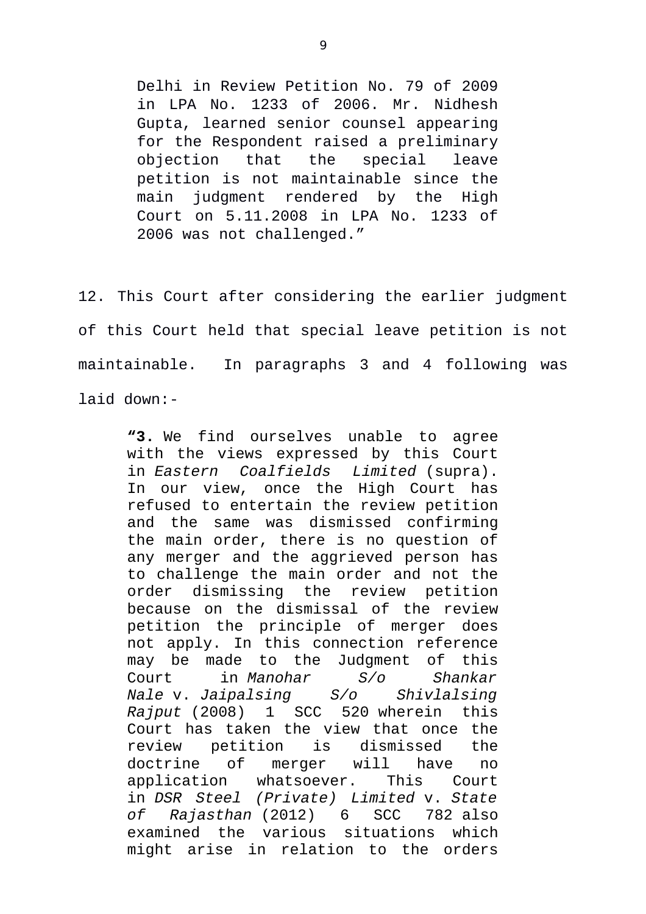> Delhi in Review Petition No. 79 of 2009 in LPA No. 1233 of 2006. Mr. Nidhesh Gupta, learned senior counsel appearing for the Respondent raised a preliminary objection that the special leave petition is not maintainable since the main judgment rendered by the High Court on 5.11.2008 in LPA No. 1233 of 2006 was not challenged."

12. This Court after considering the earlier judgment of this Court held that special leave petition is not maintainable. In paragraphs 3 and 4 following was laid down:-

> "**3.** We find ourselves unable to agree with the views expressed by this Court in *Eastern Coalfields Limited* (supra). In our view, once the High Court has refused to entertain the review petition and the same was dismissed confirming the main order, there is no question of any merger and the aggrieved person has to challenge the main order and not the order dismissing the review petition because on the dismissal of the review petition the principle of merger does not apply. In this connection reference may be made to the Judgment of this Court in *Manohar S/o Shankar Nale* v. *Jaipalsing S/o Shivlalsing Rajput* (2008) 1 SCC 520 wherein this Court has taken the view that once the review petition is dismissed the doctrine of merger will have no application whatsoever. This Court in *DSR Steel (Private) Limited* v. *State of Rajasthan* (2012) 6 SCC 782 also examined the various situations which might arise in relation to the orders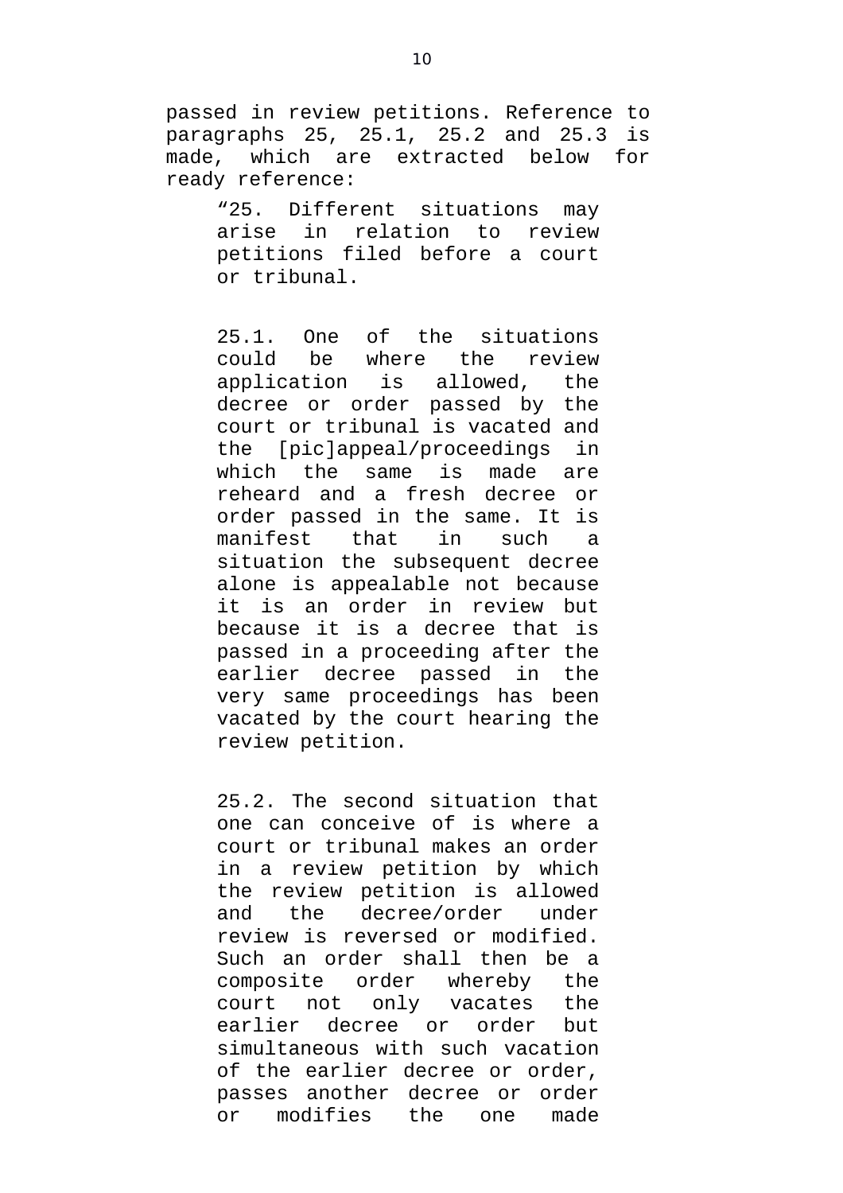passed in review petitions. Reference to paragraphs 25, 25.1, 25.2 and 25.3 is made, which are extracted below for ready reference:

> "25. Different situations may arise in relation to review petitions filed before a court or tribunal.
>
> 25.1. One of the situations could be where the review application is allowed, the decree or order passed by the court or tribunal is vacated and the [pic]appeal/proceedings in which the same is made are reheard and a fresh decree or order passed in the same. It is manifest that in such a situation the subsequent decree alone is appealable not because it is an order in review but because it is a decree that is passed in a proceeding after the earlier decree passed in the very same proceedings has been vacated by the court hearing the review petition.
>
> 25.2. The second situation that one can conceive of is where a court or tribunal makes an order in a review petition by which the review petition is allowed and the decree/order under review is reversed or modified. Such an order shall then be a composite order whereby the court not only vacates the earlier decree or order but simultaneous with such vacation of the earlier decree or order, passes another decree or order or modifies the one made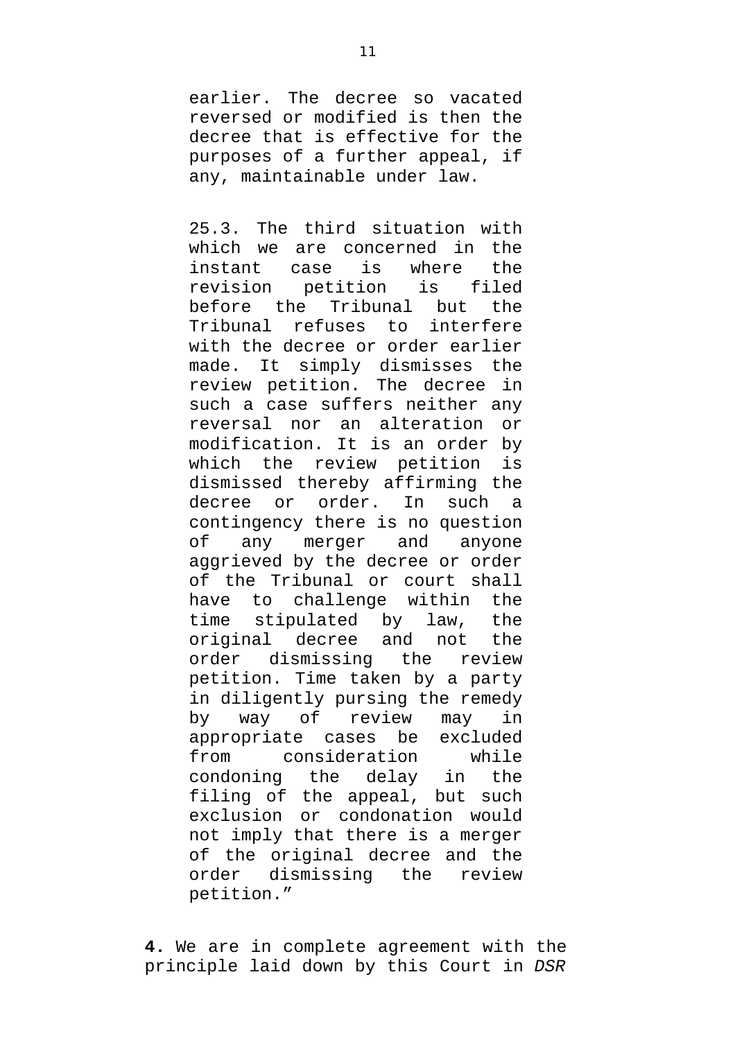> earlier. The decree so vacated reversed or modified is then the decree that is effective for the purposes of a further appeal, if any, maintainable under law.
>
> 25.3. The third situation with which we are concerned in the instant case is where the revision petition is filed before the Tribunal but the Tribunal refuses to interfere with the decree or order earlier made. It simply dismisses the review petition. The decree in such a case suffers neither any reversal nor an alteration or modification. It is an order by which the review petition is dismissed thereby affirming the decree or order. In such a contingency there is no question of any merger and anyone aggrieved by the decree or order of the Tribunal or court shall have to challenge within the time stipulated by law, the original decree and not the order dismissing the review petition. Time taken by a party in diligently pursing the remedy by way of review may in appropriate cases be excluded from consideration while condoning the delay in the filing of the appeal, but such exclusion or condonation would not imply that there is a merger of the original decree and the order dismissing the review petition."

**4.** We are in complete agreement with the principle laid down by this Court in *DSR*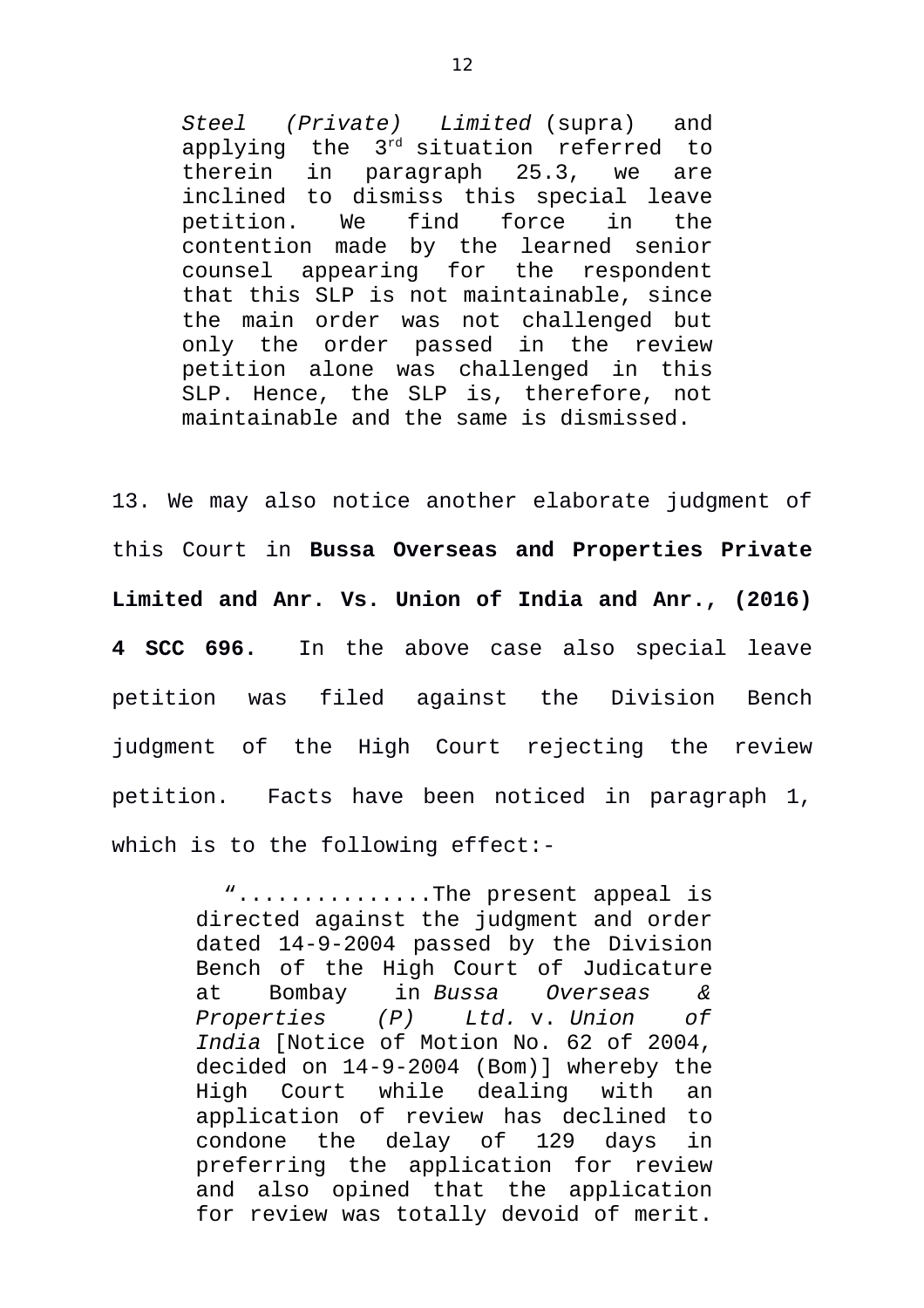> *Steel (Private) Limited* (supra) and applying the 3rd situation referred to therein in paragraph 25.3, we are inclined to dismiss this special leave petition. We find force in the contention made by the learned senior counsel appearing for the respondent that this SLP is not maintainable, since the main order was not challenged but only the order passed in the review petition alone was challenged in this SLP. Hence, the SLP is, therefore, not maintainable and the same is dismissed.

13. We may also notice another elaborate judgment of this Court in **Bussa Overseas and Properties Private Limited and Anr. Vs. Union of India and Anr., (2016) 4 SCC 696.** In the above case also special leave petition was filed against the Division Bench judgment of the High Court rejecting the review petition. Facts have been noticed in paragraph 1, which is to the following effect:-

> "..............The present appeal is directed against the judgment and order dated 14-9-2004 passed by the Division Bench of the High Court of Judicature at Bombay in *Bussa Overseas & Properties (P) Ltd.* v. *Union of India* [Notice of Motion No. 62 of 2004, decided on 14-9-2004 (Bom)] whereby the High Court while dealing with an application of review has declined to condone the delay of 129 days in preferring the application for review and also opined that the application for review was totally devoid of merit.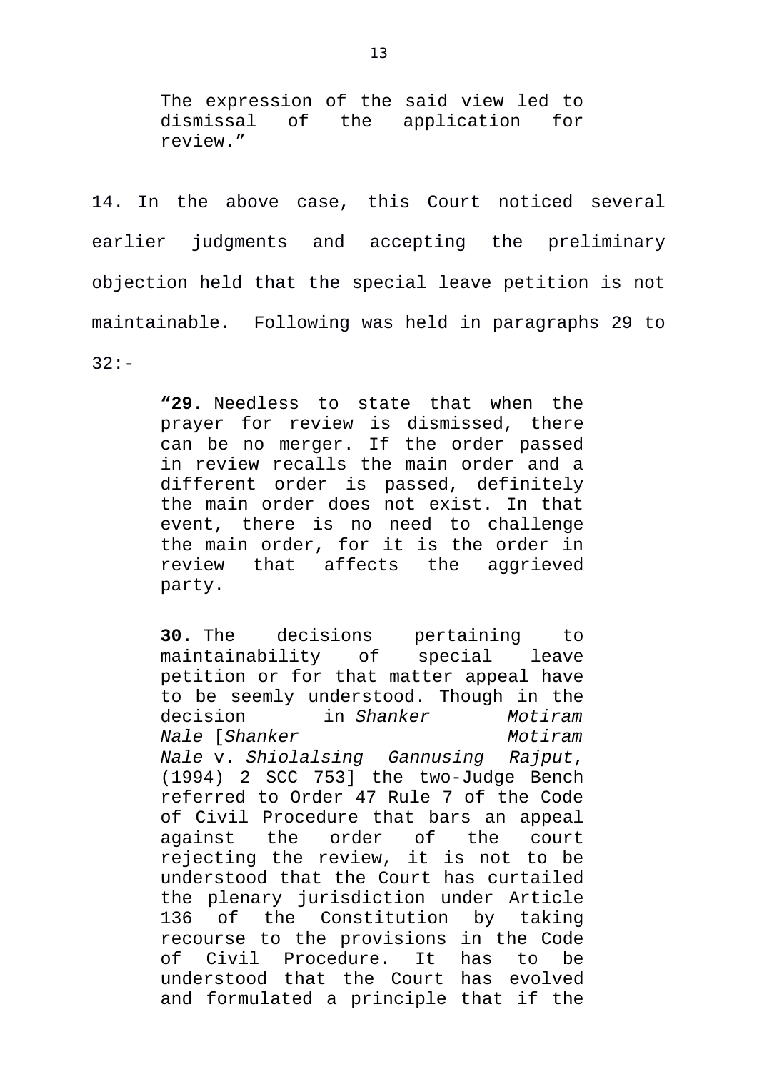> The expression of the said view led to dismissal of the application for review."

14. In the above case, this Court noticed several earlier judgments and accepting the preliminary objection held that the special leave petition is not maintainable. Following was held in paragraphs 29 to 32:-

> **"29.** Needless to state that when the prayer for review is dismissed, there can be no merger. If the order passed in review recalls the main order and a different order is passed, definitely the main order does not exist. In that event, there is no need to challenge the main order, for it is the order in review that affects the aggrieved party.
>
> **30.** The decisions pertaining to maintainability of special leave petition or for that matter appeal have to be seemly understood. Though in the decision in *Shanker Motiram Nale* [*Shanker Motiram Nale* v. *Shiolalsing Gannusing Rajput*, (1994) 2 SCC 753] the two-Judge Bench referred to Order 47 Rule 7 of the Code of Civil Procedure that bars an appeal against the order of the court rejecting the review, it is not to be understood that the Court has curtailed the plenary jurisdiction under Article 136 of the Constitution by taking recourse to the provisions in the Code of Civil Procedure. It has to be understood that the Court has evolved and formulated a principle that if the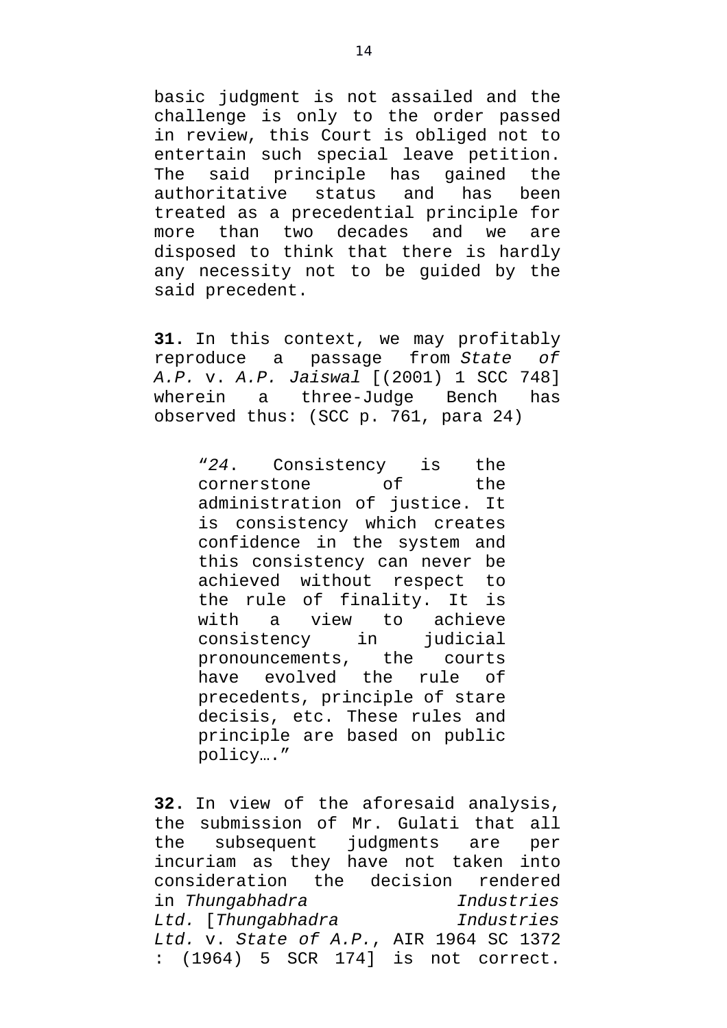basic judgment is not assailed and the challenge is only to the order passed in review, this Court is obliged not to entertain such special leave petition. The said principle has gained the authoritative status and has been treated as a precedential principle for more than two decades and we are disposed to think that there is hardly any necessity not to be guided by the said precedent.

**31.** In this context, we may profitably reproduce a passage from *State of A.P.* v. *A.P. Jaiswal* [(2001) 1 SCC 748] wherein a three-Judge Bench has observed thus: (SCC p. 761, para 24)

> "*24*. Consistency is the cornerstone of the administration of justice. It is consistency which creates confidence in the system and this consistency can never be achieved without respect to the rule of finality. It is with a view to achieve consistency in judicial pronouncements, the courts have evolved the rule of precedents, principle of stare decisis, etc. These rules and principle are based on public policy…."

**32.** In view of the aforesaid analysis, the submission of Mr. Gulati that all the subsequent judgments are per incuriam as they have not taken into consideration the decision rendered in *Thungabhadra Industries Ltd.* [*Thungabhadra Industries Ltd.* v. *State of A.P.*, AIR 1964 SC 1372 : (1964) 5 SCR 174] is not correct.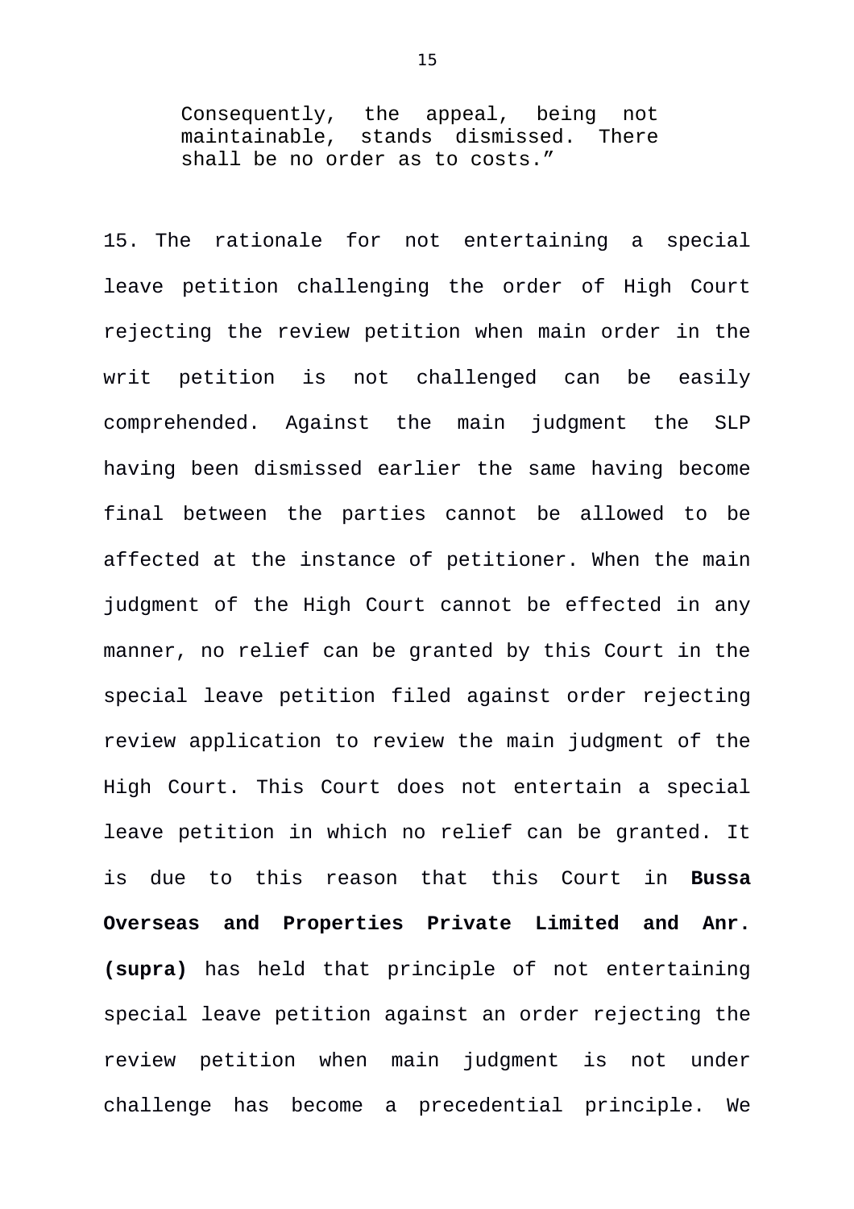> Consequently, the appeal, being not maintainable, stands dismissed. There shall be no order as to costs."

15. The rationale for not entertaining a special leave petition challenging the order of High Court rejecting the review petition when main order in the writ petition is not challenged can be easily comprehended. Against the main judgment the SLP having been dismissed earlier the same having become final between the parties cannot be allowed to be affected at the instance of petitioner. When the main judgment of the High Court cannot be effected in any manner, no relief can be granted by this Court in the special leave petition filed against order rejecting review application to review the main judgment of the High Court. This Court does not entertain a special leave petition in which no relief can be granted. It is due to this reason that this Court in **Bussa Overseas and Properties Private Limited and Anr. (supra)** has held that principle of not entertaining special leave petition against an order rejecting the review petition when main judgment is not under challenge has become a precedential principle. We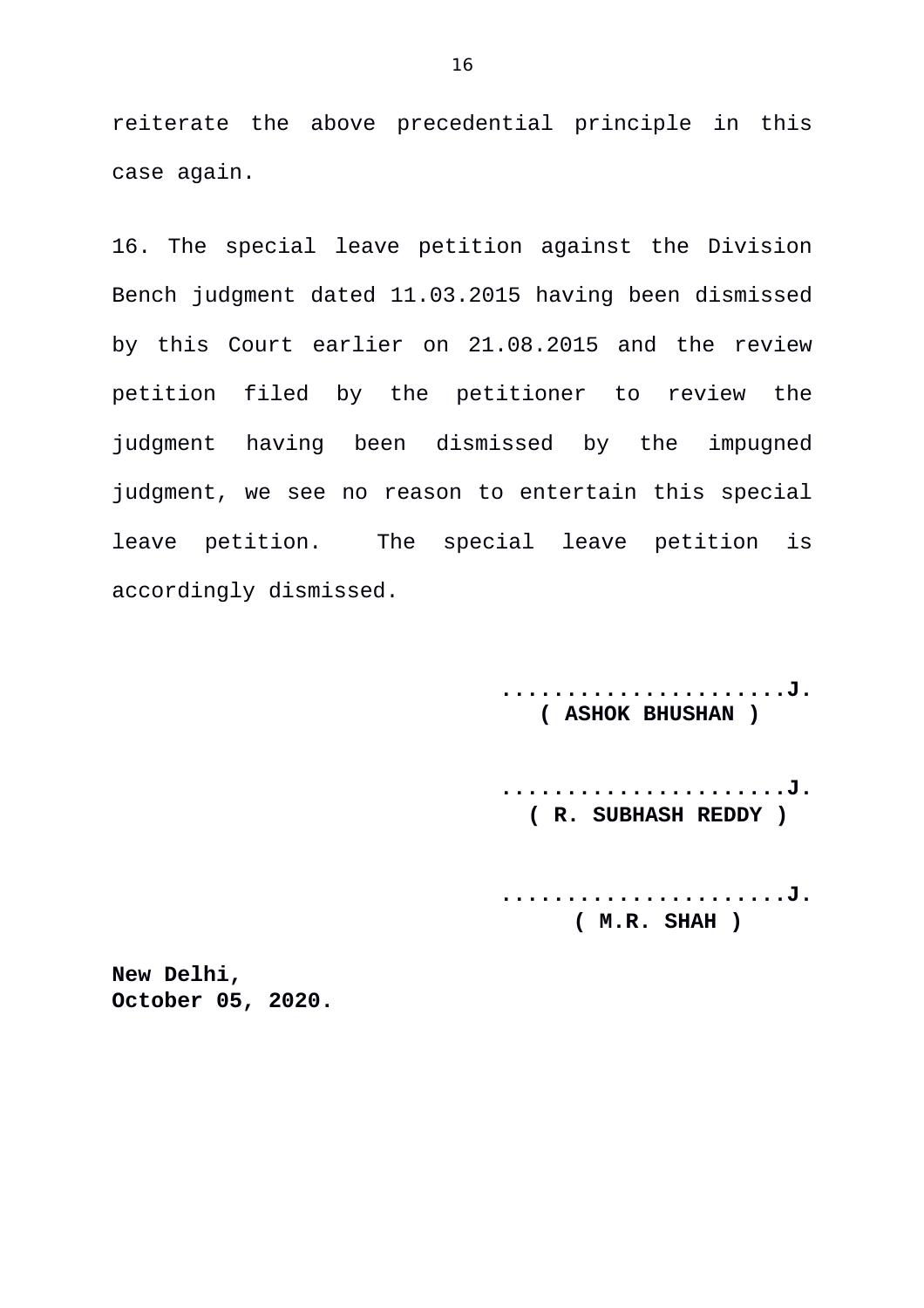reiterate the above precedential principle in this case again.

16. The special leave petition against the Division Bench judgment dated 11.03.2015 having been dismissed by this Court earlier on 21.08.2015 and the review petition filed by the petitioner to review the judgment having been dismissed by the impugned judgment, we see no reason to entertain this special leave petition. The special leave petition is accordingly dismissed.

**......................J.**
**( ASHOK BHUSHAN )**

**......................J.**
**( R. SUBHASH REDDY )**

**......................J.**
**( M.R. SHAH )**

**New Delhi,**
**October 05, 2020.**